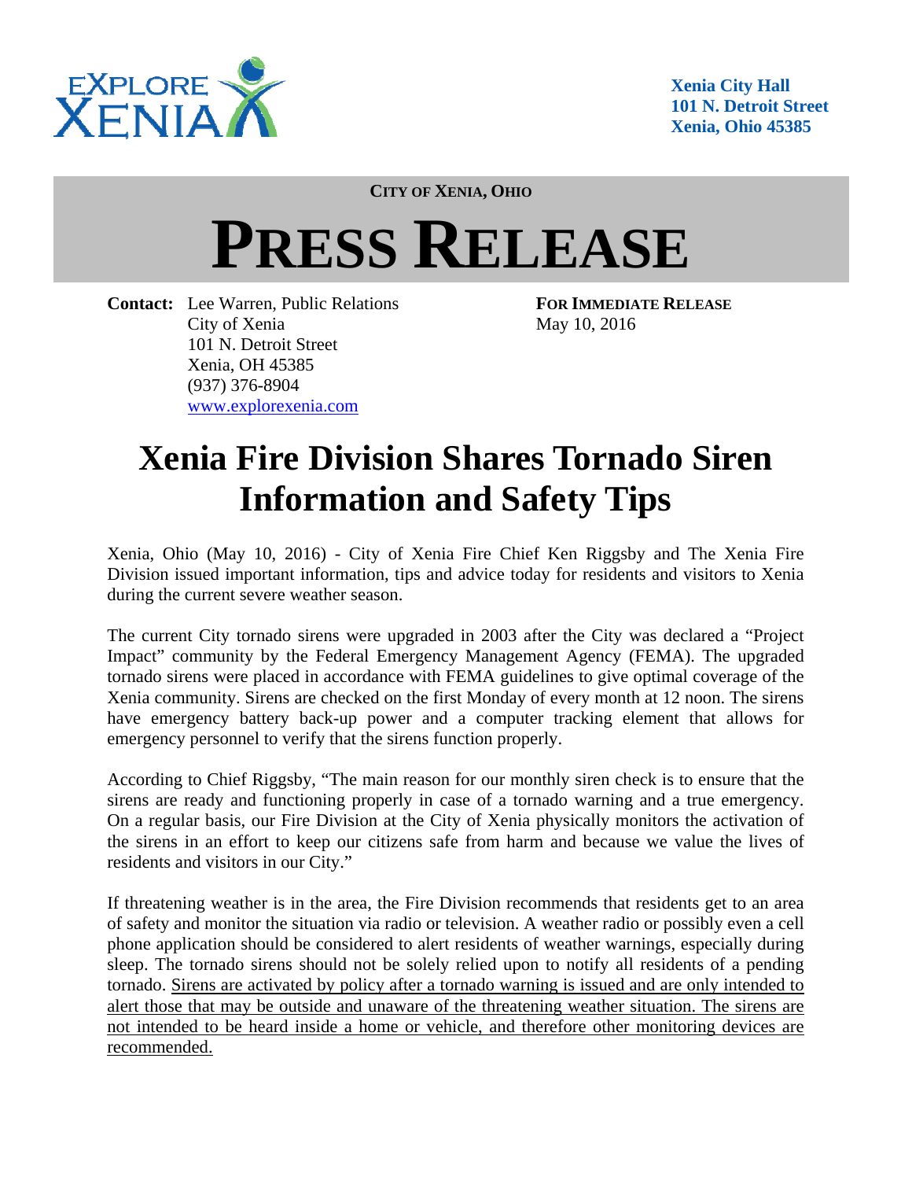EXPLORE XENIA

**Xenia City Hall**
**101 N. Detroit Street**
**Xenia, Ohio 45385**

**CITY OF XENIA, OHIO**

# PRESS RELEASE

**Contact:** Lee Warren, Public Relations
City of Xenia
101 N. Detroit Street
Xenia, OH 45385
(937) 376-8904
www.explorexenia.com

**FOR IMMEDIATE RELEASE**
May 10, 2016

## Xenia Fire Division Shares Tornado Siren Information and Safety Tips

Xenia, Ohio (May 10, 2016) - City of Xenia Fire Chief Ken Riggsby and The Xenia Fire Division issued important information, tips and advice today for residents and visitors to Xenia during the current severe weather season.

The current City tornado sirens were upgraded in 2003 after the City was declared a "Project Impact" community by the Federal Emergency Management Agency (FEMA). The upgraded tornado sirens were placed in accordance with FEMA guidelines to give optimal coverage of the Xenia community. Sirens are checked on the first Monday of every month at 12 noon. The sirens have emergency battery back-up power and a computer tracking element that allows for emergency personnel to verify that the sirens function properly.

According to Chief Riggsby, "The main reason for our monthly siren check is to ensure that the sirens are ready and functioning properly in case of a tornado warning and a true emergency. On a regular basis, our Fire Division at the City of Xenia physically monitors the activation of the sirens in an effort to keep our citizens safe from harm and because we value the lives of residents and visitors in our City."

If threatening weather is in the area, the Fire Division recommends that residents get to an area of safety and monitor the situation via radio or television. A weather radio or possibly even a cell phone application should be considered to alert residents of weather warnings, especially during sleep. The tornado sirens should not be solely relied upon to notify all residents of a pending tornado. <u>Sirens are activated by policy after a tornado warning is issued and are only intended to alert those that may be outside and unaware of the threatening weather situation. The sirens are not intended to be heard inside a home or vehicle, and therefore other monitoring devices are recommended.</u>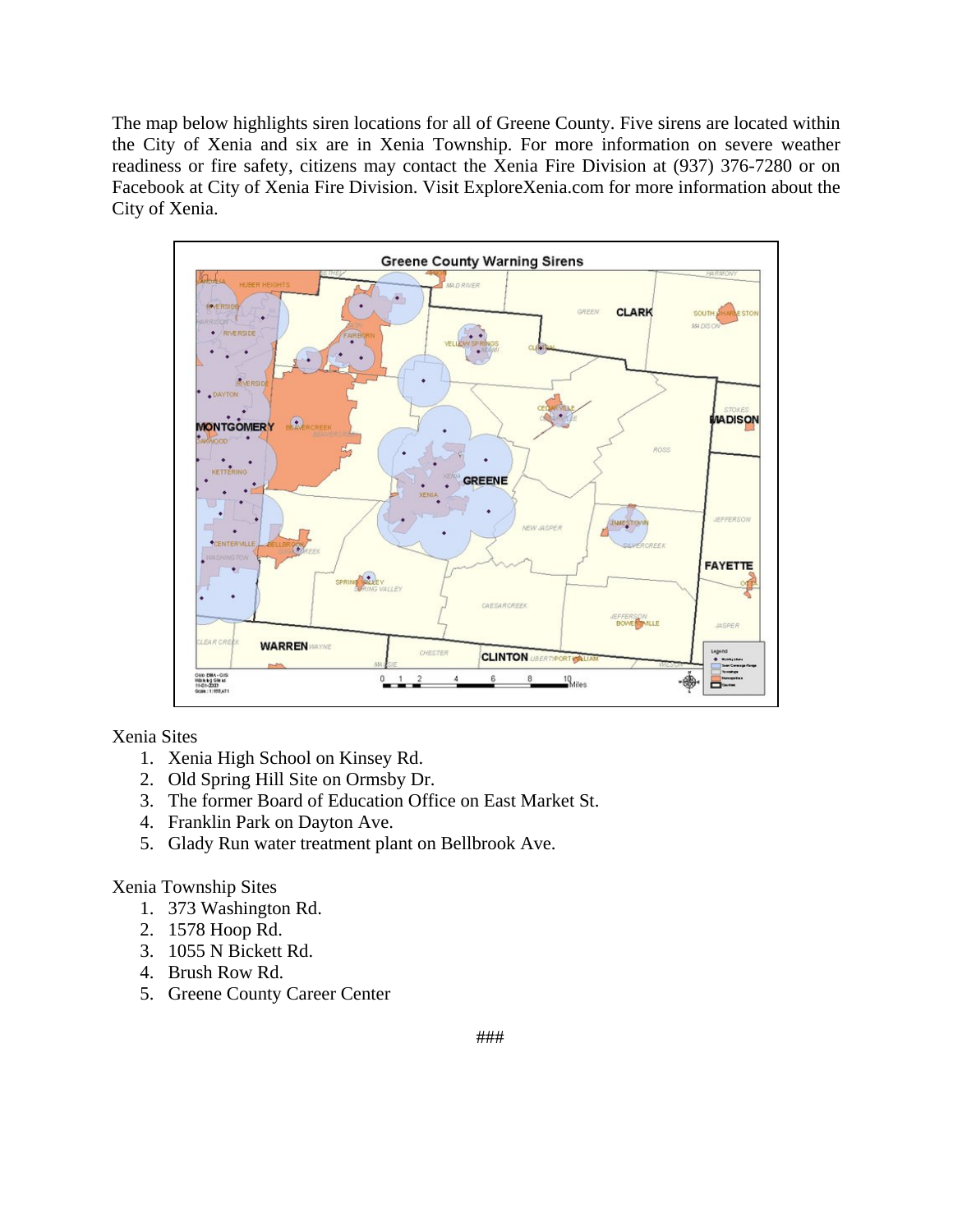The map below highlights siren locations for all of Greene County. Five sirens are located within the City of Xenia and six are in Xenia Township. For more information on severe weather readiness or fire safety, citizens may contact the Xenia Fire Division at (937) 376-7280 or on Facebook at City of Xenia Fire Division. Visit ExploreXenia.com for more information about the City of Xenia.

Greene County Warning Sirens

Xenia Sites

1. Xenia High School on Kinsey Rd.
2. Old Spring Hill Site on Ormsby Dr.
3. The former Board of Education Office on East Market St.
4. Franklin Park on Dayton Ave.
5. Glady Run water treatment plant on Bellbrook Ave.

Xenia Township Sites

1. 373 Washington Rd.
2. 1578 Hoop Rd.
3. 1055 N Bickett Rd.
4. Brush Row Rd.
5. Greene County Career Center

###